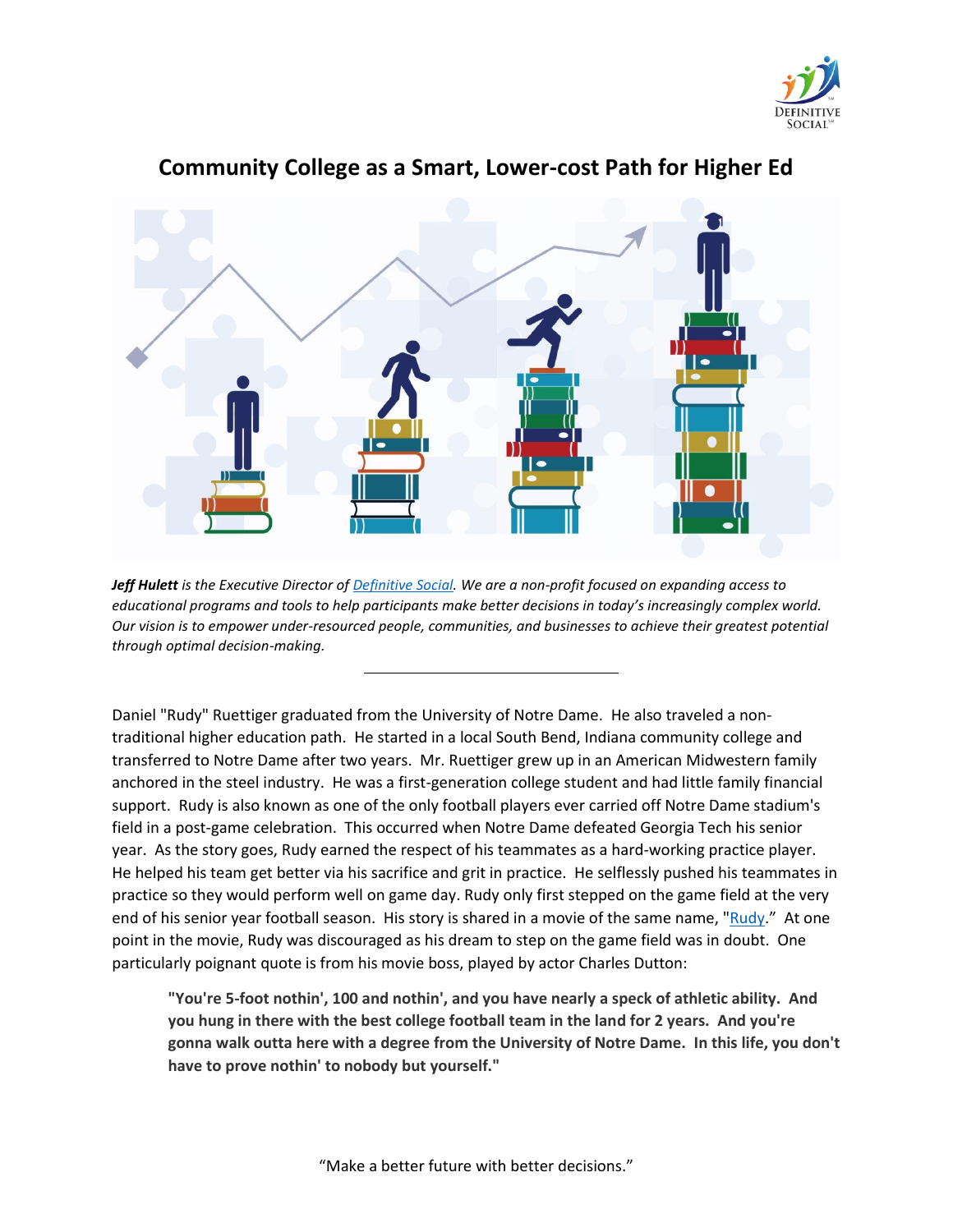# Community College as a Smart, Lower-cost Path for Higher Ed

***Jeff Hulett*** *is the Executive Director of [Definitive Social](). We are a non-profit focused on expanding access to educational programs and tools to help participants make better decisions in today's increasingly complex world. Our vision is to empower under-resourced people, communities, and businesses to achieve their greatest potential through optimal decision-making.*

---

Daniel "Rudy" Ruettiger graduated from the University of Notre Dame. He also traveled a non-traditional higher education path. He started in a local South Bend, Indiana community college and transferred to Notre Dame after two years. Mr. Ruettiger grew up in an American Midwestern family anchored in the steel industry. He was a first-generation college student and had little family financial support. Rudy is also known as one of the only football players ever carried off Notre Dame stadium's field in a post-game celebration. This occurred when Notre Dame defeated Georgia Tech his senior year. As the story goes, Rudy earned the respect of his teammates as a hard-working practice player. He helped his team get better via his sacrifice and grit in practice. He selflessly pushed his teammates in practice so they would perform well on game day. Rudy only first stepped on the game field at the very end of his senior year football season. His story is shared in a movie of the same name, "[Rudy]()." At one point in the movie, Rudy was discouraged as his dream to step on the game field was in doubt. One particularly poignant quote is from his movie boss, played by actor Charles Dutton:

> **"You're 5-foot nothin', 100 and nothin', and you have nearly a speck of athletic ability. And you hung in there with the best college football team in the land for 2 years. And you're gonna walk outta here with a degree from the University of Notre Dame. In this life, you don't have to prove nothin' to nobody but yourself."**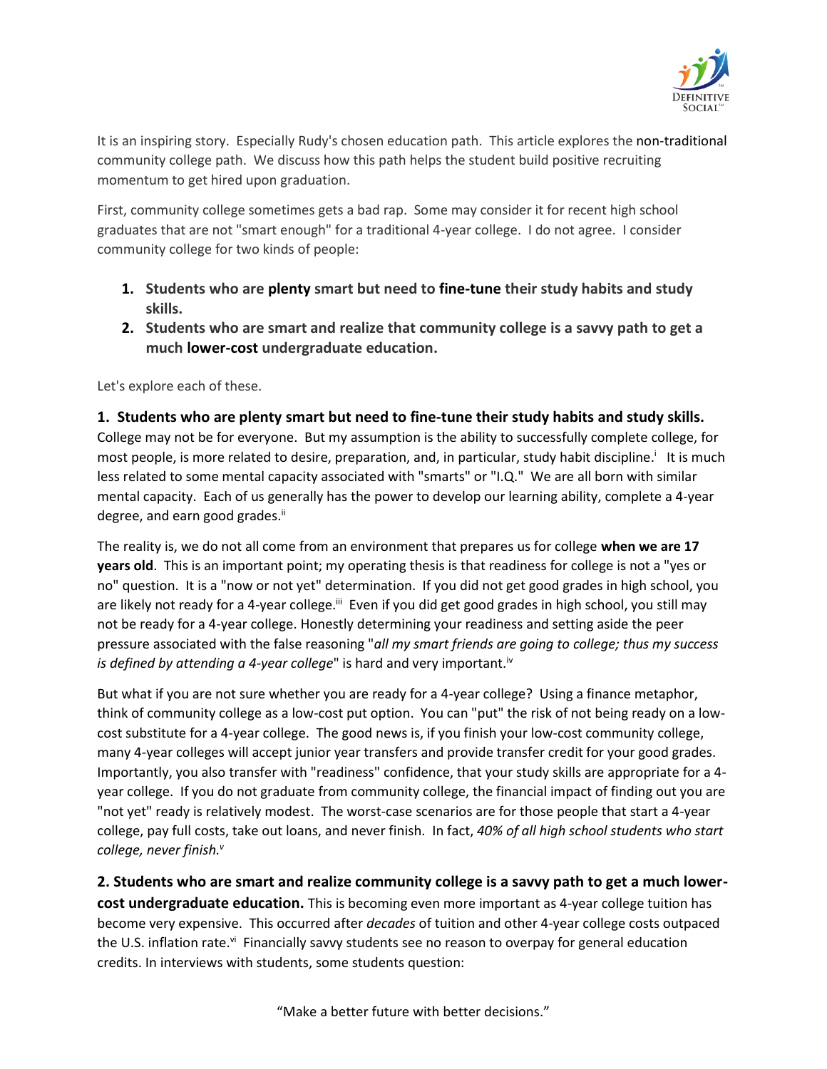It is an inspiring story. Especially Rudy's chosen education path. This article explores the non-traditional community college path. We discuss how this path helps the student build positive recruiting momentum to get hired upon graduation.

First, community college sometimes gets a bad rap. Some may consider it for recent high school graduates that are not "smart enough" for a traditional 4-year college. I do not agree. I consider community college for two kinds of people:

1. **Students who are plenty smart but need to fine-tune their study habits and study skills.**
2. **Students who are smart and realize that community college is a savvy path to get a much lower-cost undergraduate education.**

Let's explore each of these.

**1. Students who are plenty smart but need to fine-tune their study habits and study skills.** College may not be for everyone. But my assumption is the ability to successfully complete college, for most people, is more related to desire, preparation, and, in particular, study habit discipline.[i] It is much less related to some mental capacity associated with "smarts" or "I.Q." We are all born with similar mental capacity. Each of us generally has the power to develop our learning ability, complete a 4-year degree, and earn good grades.[ii]

The reality is, we do not all come from an environment that prepares us for college **when we are 17 years old**. This is an important point; my operating thesis is that readiness for college is not a "yes or no" question. It is a "now or not yet" determination. If you did not get good grades in high school, you are likely not ready for a 4-year college.[iii] Even if you did get good grades in high school, you still may not be ready for a 4-year college. Honestly determining your readiness and setting aside the peer pressure associated with the false reasoning "*all my smart friends are going to college; thus my success is defined by attending a 4-year college*" is hard and very important.[iv]

But what if you are not sure whether you are ready for a 4-year college? Using a finance metaphor, think of community college as a low-cost put option. You can "put" the risk of not being ready on a low-cost substitute for a 4-year college. The good news is, if you finish your low-cost community college, many 4-year colleges will accept junior year transfers and provide transfer credit for your good grades. Importantly, you also transfer with "readiness" confidence, that your study skills are appropriate for a 4-year college. If you do not graduate from community college, the financial impact of finding out you are "not yet" ready is relatively modest. The worst-case scenarios are for those people that start a 4-year college, pay full costs, take out loans, and never finish. In fact, *40% of all high school students who start college, never finish.*[v]

**2. Students who are smart and realize community college is a savvy path to get a much lower-cost undergraduate education.** This is becoming even more important as 4-year college tuition has become very expensive. This occurred after *decades* of tuition and other 4-year college costs outpaced the U.S. inflation rate.[vi] Financially savvy students see no reason to overpay for general education credits. In interviews with students, some students question: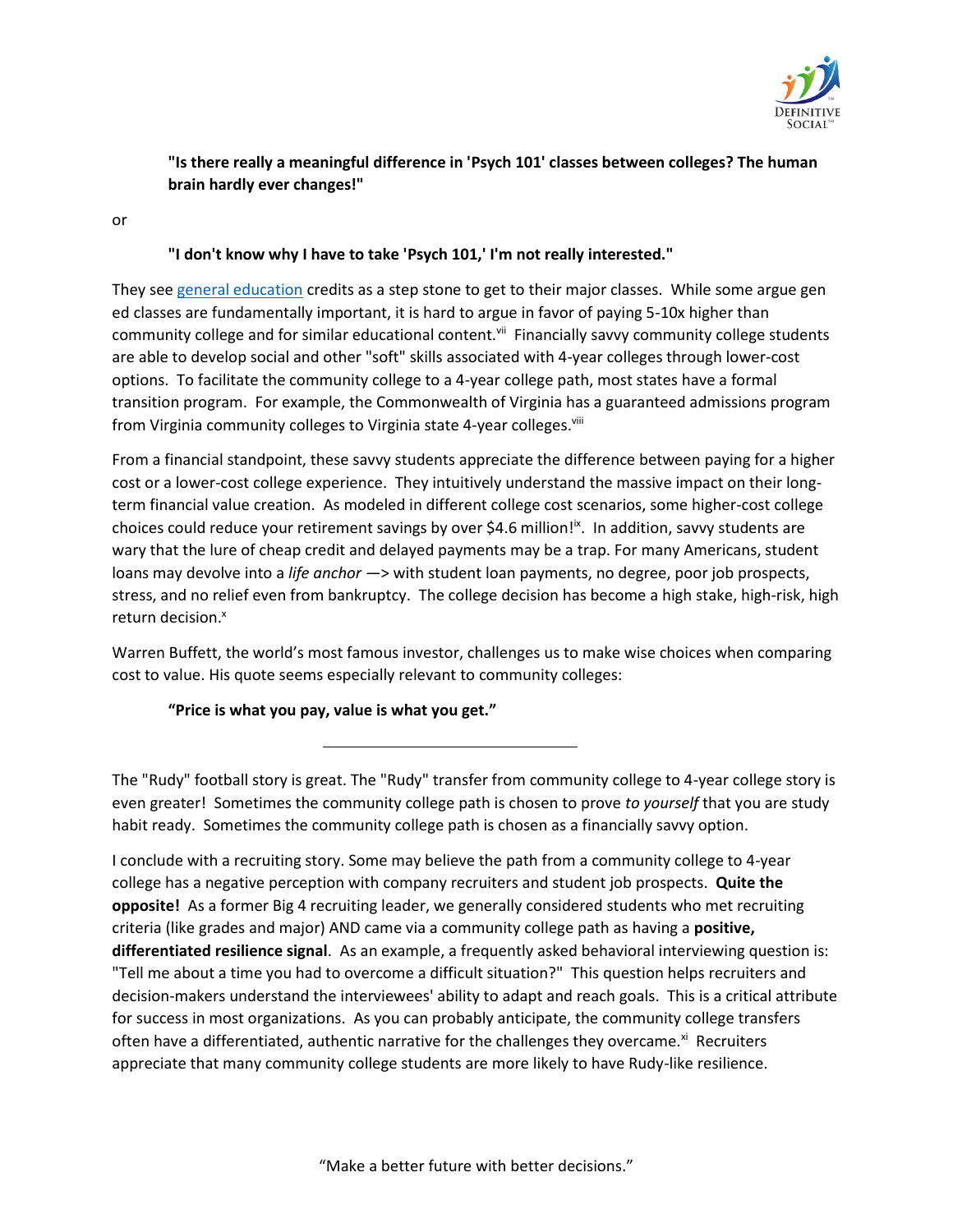**"Is there really a meaningful difference in 'Psych 101' classes between colleges? The human brain hardly ever changes!"**

or

**"I don't know why I have to take 'Psych 101,' I'm not really interested."**

They see [general education] credits as a step stone to get to their major classes. While some argue gen ed classes are fundamentally important, it is hard to argue in favor of paying 5-10x higher than community college and for similar educational content.[vii] Financially savvy community college students are able to develop social and other "soft" skills associated with 4-year colleges through lower-cost options. To facilitate the community college to a 4-year college path, most states have a formal transition program. For example, the Commonwealth of Virginia has a guaranteed admissions program from Virginia community colleges to Virginia state 4-year colleges.[viii]

From a financial standpoint, these savvy students appreciate the difference between paying for a higher cost or a lower-cost college experience. They intuitively understand the massive impact on their long-term financial value creation. As modeled in different college cost scenarios, some higher-cost college choices could reduce your retirement savings by over $4.6 million![ix]. In addition, savvy students are wary that the lure of cheap credit and delayed payments may be a trap. For many Americans, student loans may devolve into a *life anchor* —> with student loan payments, no degree, poor job prospects, stress, and no relief even from bankruptcy. The college decision has become a high stake, high-risk, high return decision.[x]

Warren Buffett, the world's most famous investor, challenges us to make wise choices when comparing cost to value. His quote seems especially relevant to community colleges:

**"Price is what you pay, value is what you get."**

---

The "Rudy" football story is great. The "Rudy" transfer from community college to 4-year college story is even greater! Sometimes the community college path is chosen to prove *to yourself* that you are study habit ready. Sometimes the community college path is chosen as a financially savvy option.

I conclude with a recruiting story. Some may believe the path from a community college to 4-year college has a negative perception with company recruiters and student job prospects. **Quite the opposite!** As a former Big 4 recruiting leader, we generally considered students who met recruiting criteria (like grades and major) AND came via a community college path as having a **positive, differentiated resilience signal**. As an example, a frequently asked behavioral interviewing question is: "Tell me about a time you had to overcome a difficult situation?" This question helps recruiters and decision-makers understand the interviewees' ability to adapt and reach goals. This is a critical attribute for success in most organizations. As you can probably anticipate, the community college transfers often have a differentiated, authentic narrative for the challenges they overcame.[xi] Recruiters appreciate that many community college students are more likely to have Rudy-like resilience.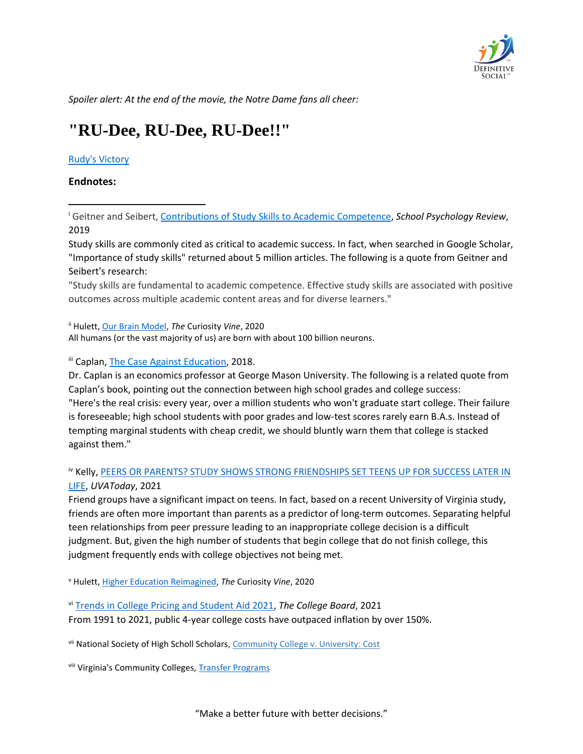*Spoiler alert: At the end of the movie, the Notre Dame fans all cheer:*

# "RU-Dee, RU-Dee, RU-Dee!!"

[Rudy's Victory]

**Endnotes:**

---

[i] Geitner and Seibert, [Contributions of Study Skills to Academic Competence], *School Psychology Review*, 2019

Study skills are commonly cited as critical to academic success. In fact, when searched in Google Scholar, "Importance of study skills" returned about 5 million articles. The following is a quote from Geitner and Seibert's research:

"Study skills are fundamental to academic competence. Effective study skills are associated with positive outcomes across multiple academic content areas and for diverse learners."

[ii] Hulett, [Our Brain Model], *The* Curiosity *Vine*, 2020

All humans (or the vast majority of us) are born with about 100 billion neurons.

[iii] Caplan, [The Case Against Education], 2018.

Dr. Caplan is an economics professor at George Mason University. The following is a related quote from Caplan's book, pointing out the connection between high school grades and college success:

"Here's the real crisis: every year, over a million students who won't graduate start college. Their failure is foreseeable; high school students with poor grades and low-test scores rarely earn B.A.s. Instead of tempting marginal students with cheap credit, we should bluntly warn them that college is stacked against them."

[iv] Kelly, [PEERS OR PARENTS? STUDY SHOWS STRONG FRIENDSHIPS SET TEENS UP FOR SUCCESS LATER IN LIFE], *UVAToday*, 2021

Friend groups have a significant impact on teens. In fact, based on a recent University of Virginia study, friends are often more important than parents as a predictor of long-term outcomes. Separating helpful teen relationships from peer pressure leading to an inappropriate college decision is a difficult judgment. But, given the high number of students that begin college that do not finish college, this judgment frequently ends with college objectives not being met.

[v] Hulett, [Higher Education Reimagined], *The* Curiosity *Vine*, 2020

[vi] [Trends in College Pricing and Student Aid 2021], *The College Board*, 2021

From 1991 to 2021, public 4-year college costs have outpaced inflation by over 150%.

[vii] National Society of High Scholl Scholars, [Community College v. University: Cost]

[viii] Virginia's Community Colleges, [Transfer Programs]

"Make a better future with better decisions."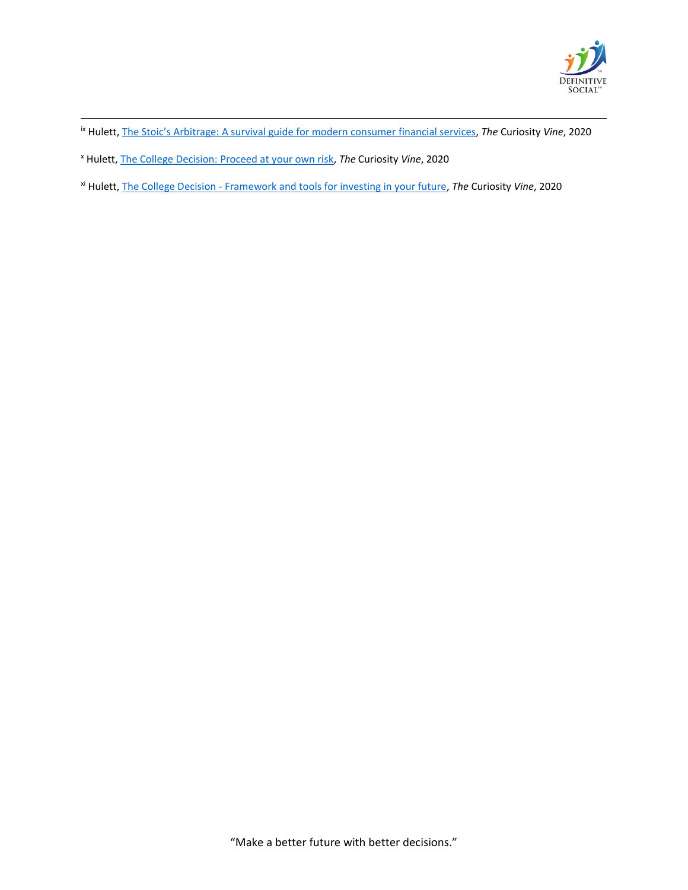[ix] Hulett, The Stoic's Arbitrage: A survival guide for modern consumer financial services, *The* Curiosity *Vine*, 2020

[x] Hulett, The College Decision: Proceed at your own risk, *The* Curiosity *Vine*, 2020

[xi] Hulett, The College Decision - Framework and tools for investing in your future, *The* Curiosity *Vine*, 2020